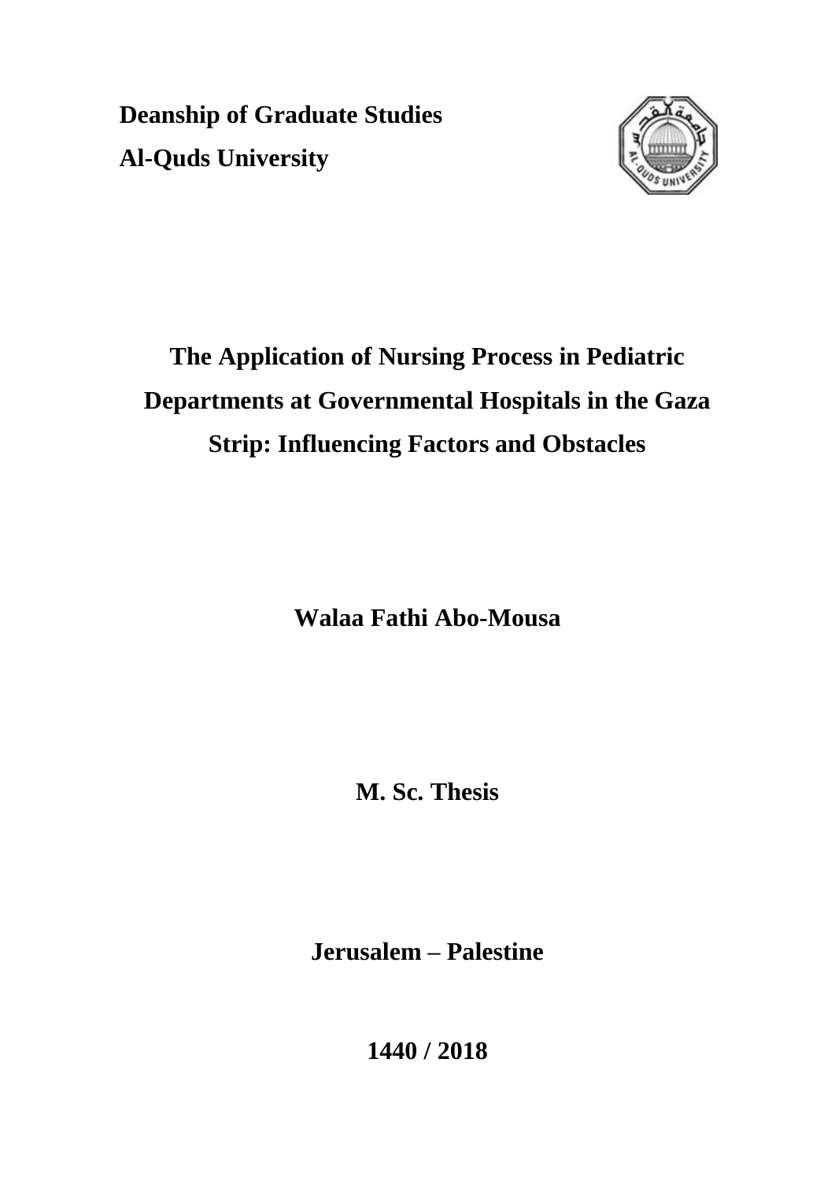**Deanship of Graduate Studies**

**Al-Quds University**

# The Application of Nursing Process in Pediatric Departments at Governmental Hospitals in the Gaza Strip: Influencing Factors and Obstacles

**Walaa Fathi Abo-Mousa**

**M. Sc. Thesis**

**Jerusalem – Palestine**

**1440 / 2018**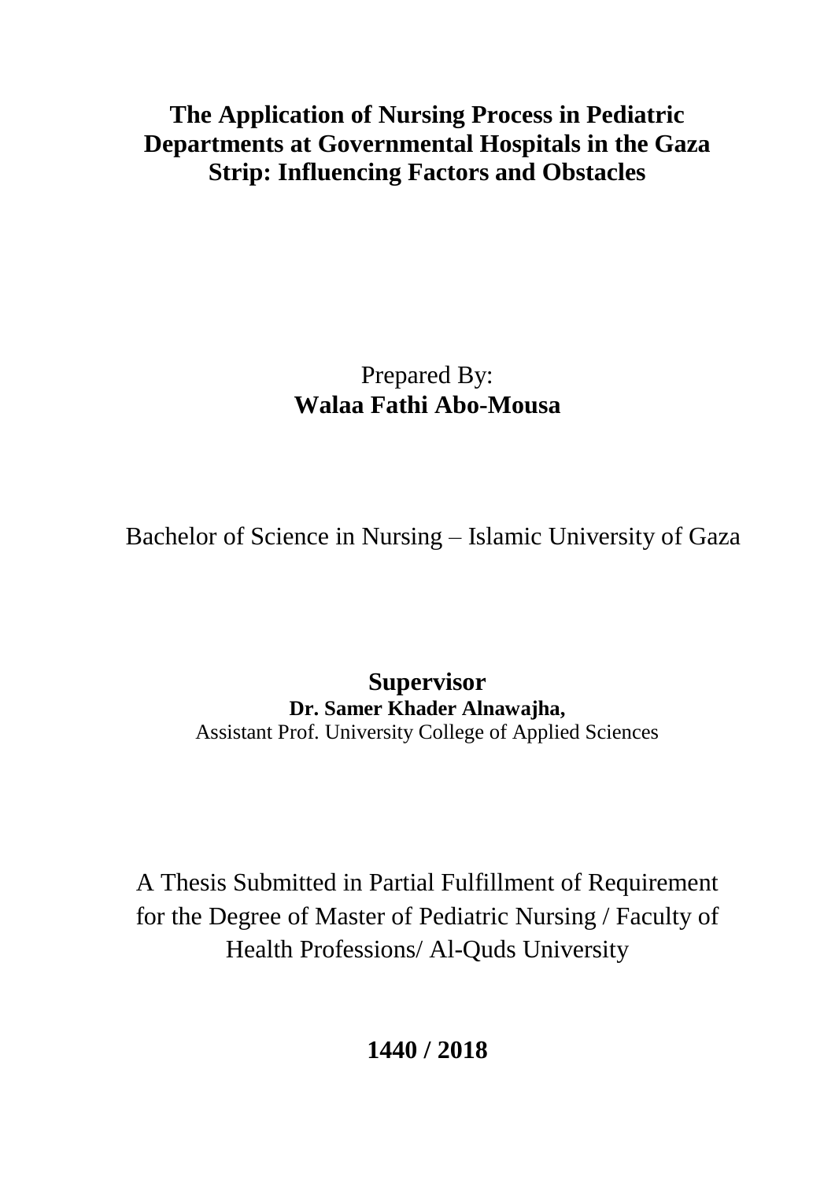# The Application of Nursing Process in Pediatric Departments at Governmental Hospitals in the Gaza Strip: Influencing Factors and Obstacles

Prepared By:
**Walaa Fathi Abo-Mousa**

Bachelor of Science in Nursing – Islamic University of Gaza

**Supervisor**
**Dr. Samer Khader Alnawajha,**
Assistant Prof. University College of Applied Sciences

A Thesis Submitted in Partial Fulfillment of Requirement for the Degree of Master of Pediatric Nursing / Faculty of Health Professions/ Al-Quds University

**1440 / 2018**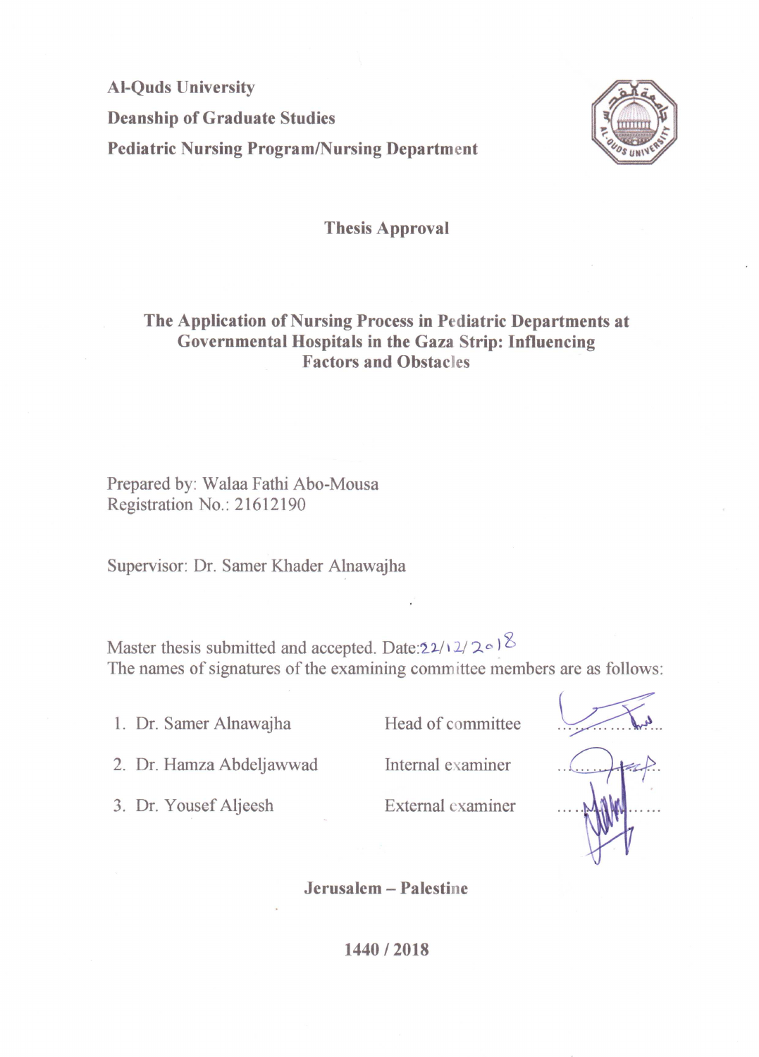**Al-Quds University**
**Deanship of Graduate Studies**
**Pediatric Nursing Program/Nursing Department**

## Thesis Approval

## The Application of Nursing Process in Pediatric Departments at Governmental Hospitals in the Gaza Strip: Influencing Factors and Obstacles

Prepared by: Walaa Fathi Abo-Mousa
Registration No.: 21612190

Supervisor: Dr. Samer Khader Alnawajha

Master thesis submitted and accepted. Date:22/12/2018
The names of signatures of the examining committee members are as follows:

1. Dr. Samer Alnawajha — Head of committee ..............
2. Dr. Hamza Abdeljawwad — Internal examiner ..............
3. Dr. Yousef Aljeesh — External examiner ..............

**Jerusalem – Palestine**

**1440 / 2018**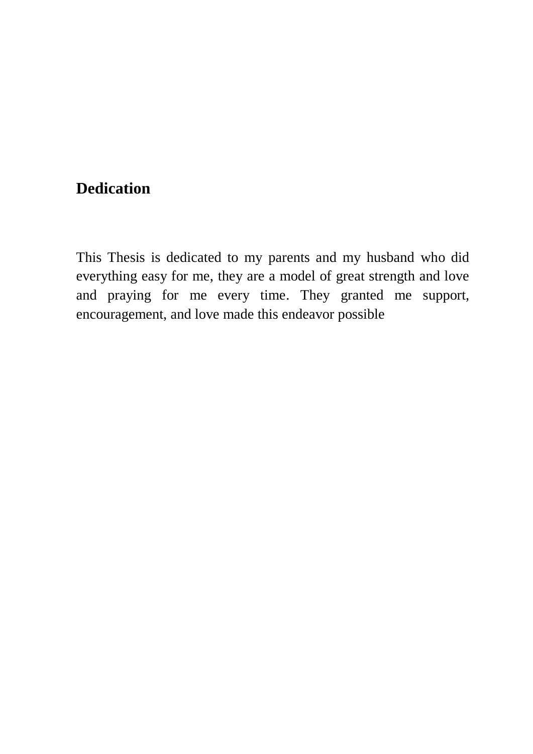## Dedication

This Thesis is dedicated to my parents and my husband who did everything easy for me, they are a model of great strength and love and praying for me every time. They granted me support, encouragement, and love made this endeavor possible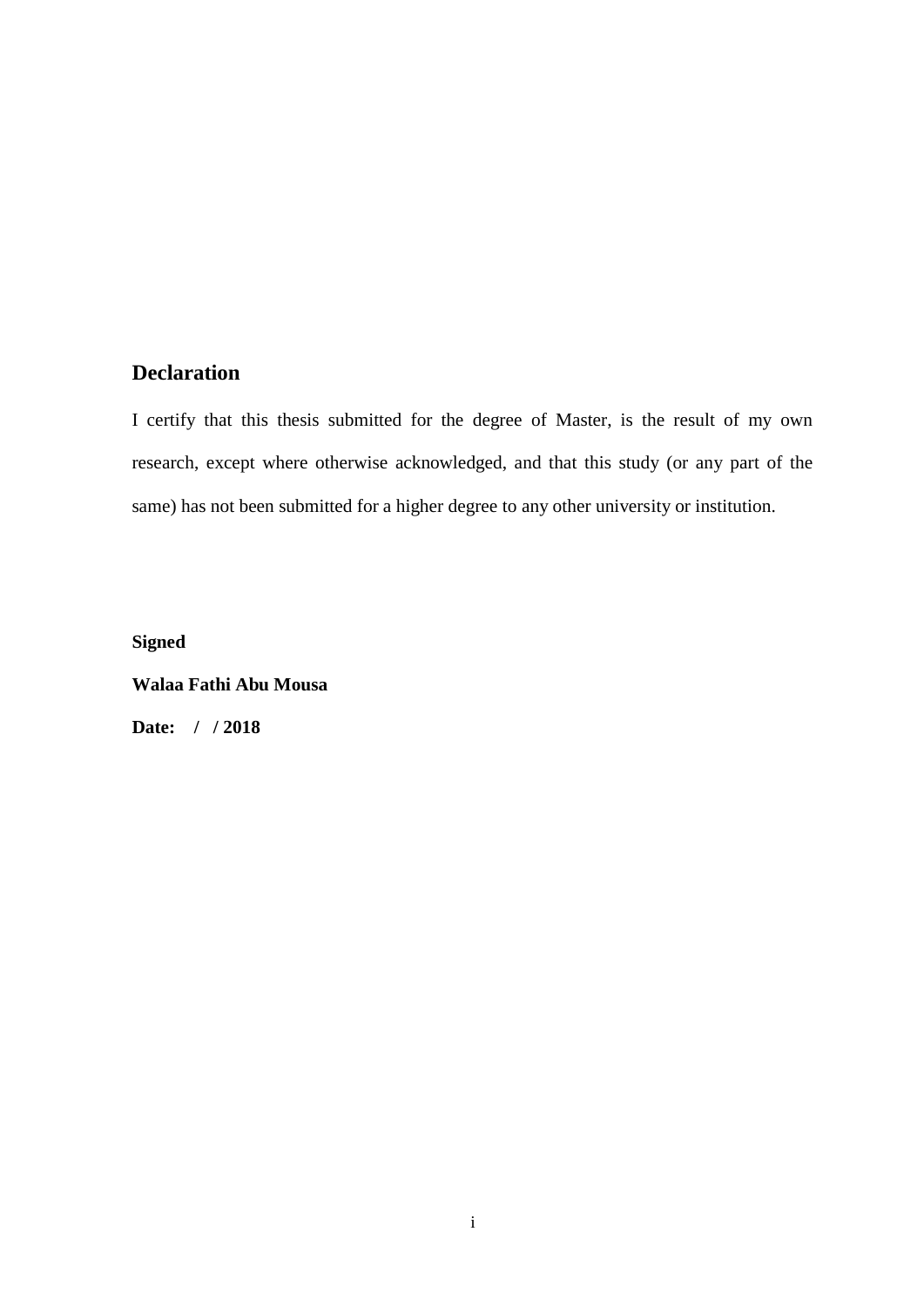## Declaration

I certify that this thesis submitted for the degree of Master, is the result of my own research, except where otherwise acknowledged, and that this study (or any part of the same) has not been submitted for a higher degree to any other university or institution.

**Signed**

**Walaa Fathi Abu Mousa**

**Date: / / 2018**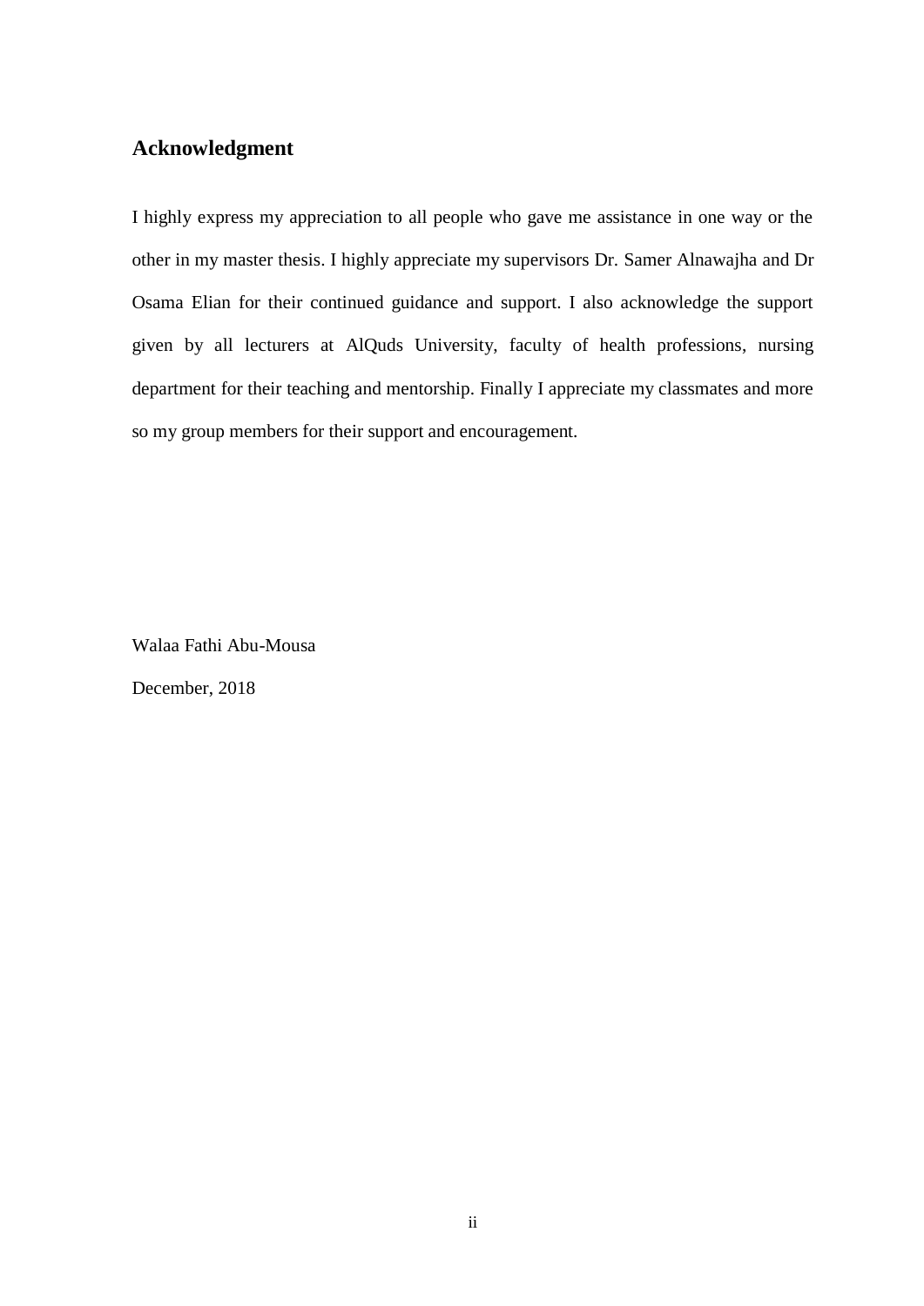## Acknowledgment

I highly express my appreciation to all people who gave me assistance in one way or the other in my master thesis. I highly appreciate my supervisors Dr. Samer Alnawajha and Dr Osama Elian for their continued guidance and support. I also acknowledge the support given by all lecturers at AlQuds University, faculty of health professions, nursing department for their teaching and mentorship. Finally I appreciate my classmates and more so my group members for their support and encouragement.

Walaa Fathi Abu-Mousa

December, 2018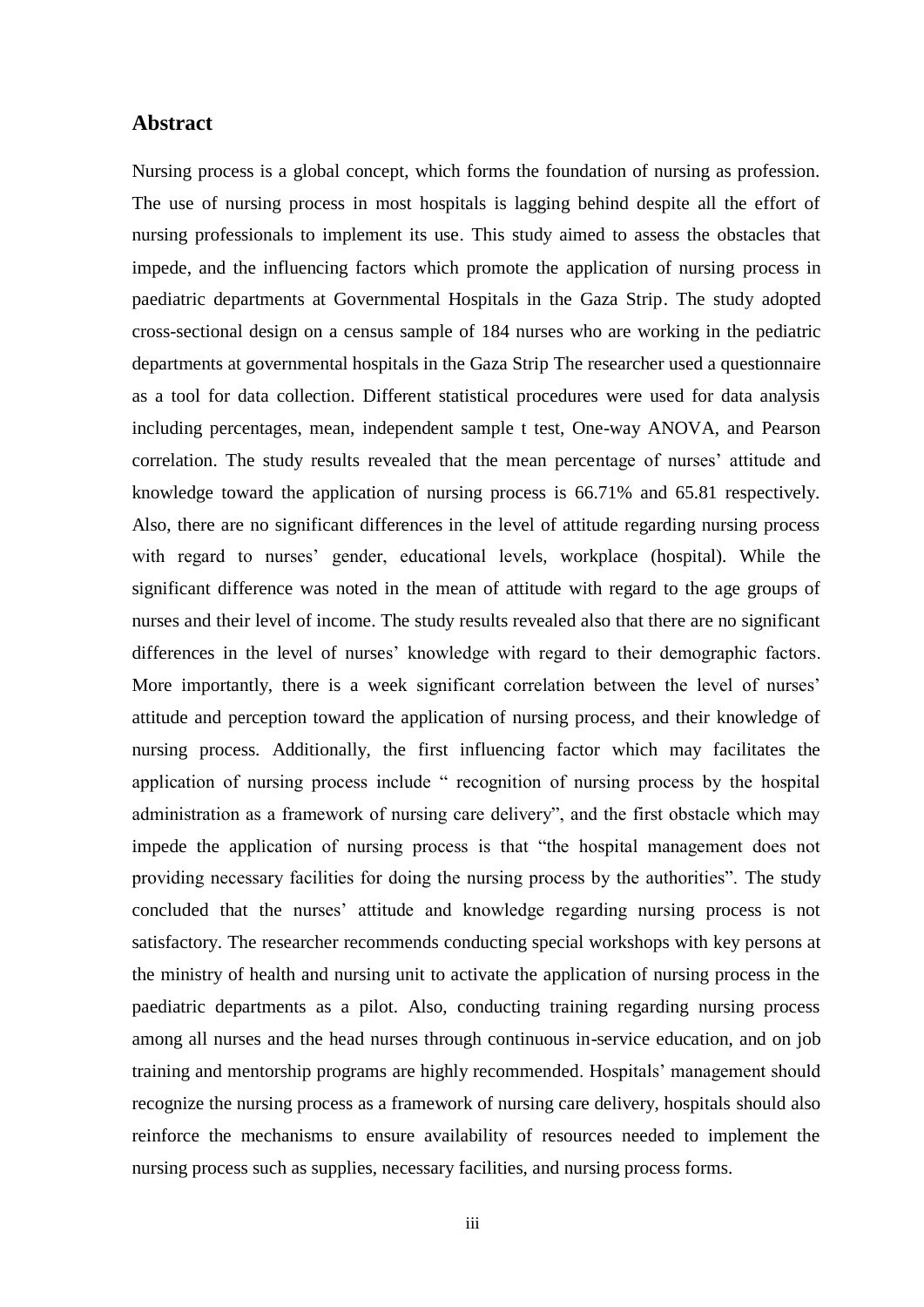## Abstract

Nursing process is a global concept, which forms the foundation of nursing as profession. The use of nursing process in most hospitals is lagging behind despite all the effort of nursing professionals to implement its use. This study aimed to assess the obstacles that impede, and the influencing factors which promote the application of nursing process in paediatric departments at Governmental Hospitals in the Gaza Strip. The study adopted cross-sectional design on a census sample of 184 nurses who are working in the pediatric departments at governmental hospitals in the Gaza Strip The researcher used a questionnaire as a tool for data collection. Different statistical procedures were used for data analysis including percentages, mean, independent sample t test, One-way ANOVA, and Pearson correlation. The study results revealed that the mean percentage of nurses' attitude and knowledge toward the application of nursing process is 66.71% and 65.81 respectively. Also, there are no significant differences in the level of attitude regarding nursing process with regard to nurses' gender, educational levels, workplace (hospital). While the significant difference was noted in the mean of attitude with regard to the age groups of nurses and their level of income. The study results revealed also that there are no significant differences in the level of nurses' knowledge with regard to their demographic factors. More importantly, there is a week significant correlation between the level of nurses' attitude and perception toward the application of nursing process, and their knowledge of nursing process. Additionally, the first influencing factor which may facilitates the application of nursing process include " recognition of nursing process by the hospital administration as a framework of nursing care delivery", and the first obstacle which may impede the application of nursing process is that "the hospital management does not providing necessary facilities for doing the nursing process by the authorities". The study concluded that the nurses' attitude and knowledge regarding nursing process is not satisfactory. The researcher recommends conducting special workshops with key persons at the ministry of health and nursing unit to activate the application of nursing process in the paediatric departments as a pilot. Also, conducting training regarding nursing process among all nurses and the head nurses through continuous in-service education, and on job training and mentorship programs are highly recommended. Hospitals' management should recognize the nursing process as a framework of nursing care delivery, hospitals should also reinforce the mechanisms to ensure availability of resources needed to implement the nursing process such as supplies, necessary facilities, and nursing process forms.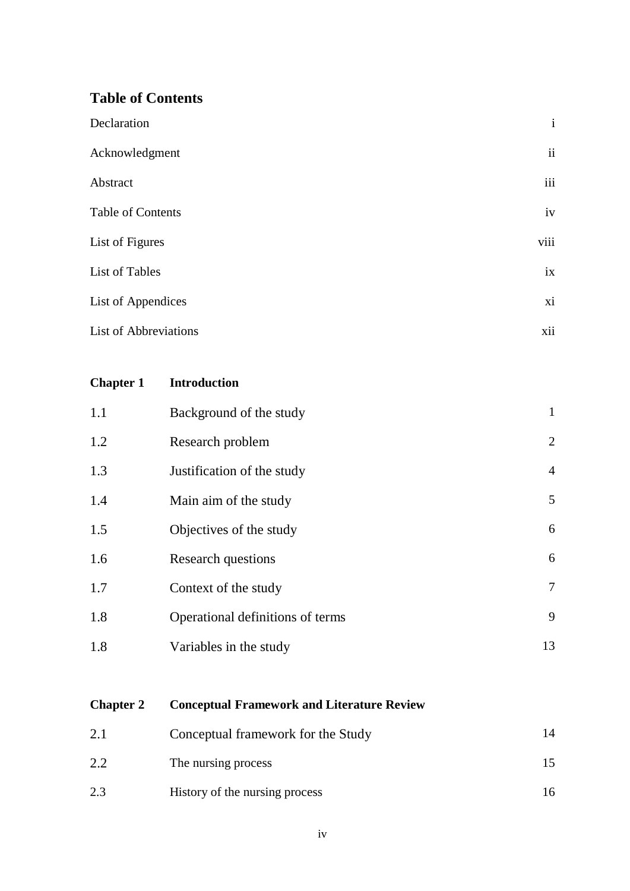## Table of Contents

| | |
|---|---|
| Declaration | i |
| Acknowledgment | ii |
| Abstract | iii |
| Table of Contents | iv |
| List of Figures | viii |
| List of Tables | ix |
| List of Appendices | xi |
| List of Abbreviations | xii |

| **Chapter 1** | **Introduction** | |
|---|---|---|
| 1.1 | Background of the study | 1 |
| 1.2 | Research problem | 2 |
| 1.3 | Justification of the study | 4 |
| 1.4 | Main aim of the study | 5 |
| 1.5 | Objectives of the study | 6 |
| 1.6 | Research questions | 6 |
| 1.7 | Context of the study | 7 |
| 1.8 | Operational definitions of terms | 9 |
| 1.8 | Variables in the study | 13 |

| **Chapter 2** | **Conceptual Framework and Literature Review** | |
|---|---|---|
| 2.1 | Conceptual framework for the Study | 14 |
| 2.2 | The nursing process | 15 |
| 2.3 | History of the nursing process | 16 |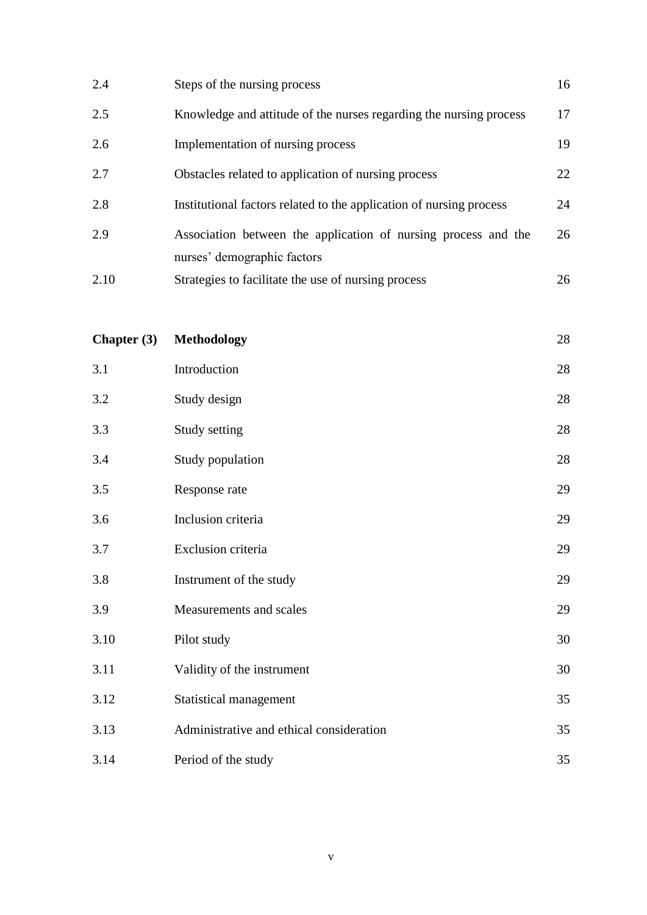| | | |
|---|---|---|
| 2.4 | Steps of the nursing process | 16 |
| 2.5 | Knowledge and attitude of the nurses regarding the nursing process | 17 |
| 2.6 | Implementation of nursing process | 19 |
| 2.7 | Obstacles related to application of nursing process | 22 |
| 2.8 | Institutional factors related to the application of nursing process | 24 |
| 2.9 | Association between the application of nursing process and the nurses' demographic factors | 26 |
| 2.10 | Strategies to facilitate the use of nursing process | 26 |
| **Chapter (3)** | **Methodology** | 28 |
| 3.1 | Introduction | 28 |
| 3.2 | Study design | 28 |
| 3.3 | Study setting | 28 |
| 3.4 | Study population | 28 |
| 3.5 | Response rate | 29 |
| 3.6 | Inclusion criteria | 29 |
| 3.7 | Exclusion criteria | 29 |
| 3.8 | Instrument of the study | 29 |
| 3.9 | Measurements and scales | 29 |
| 3.10 | Pilot study | 30 |
| 3.11 | Validity of the instrument | 30 |
| 3.12 | Statistical management | 35 |
| 3.13 | Administrative and ethical consideration | 35 |
| 3.14 | Period of the study | 35 |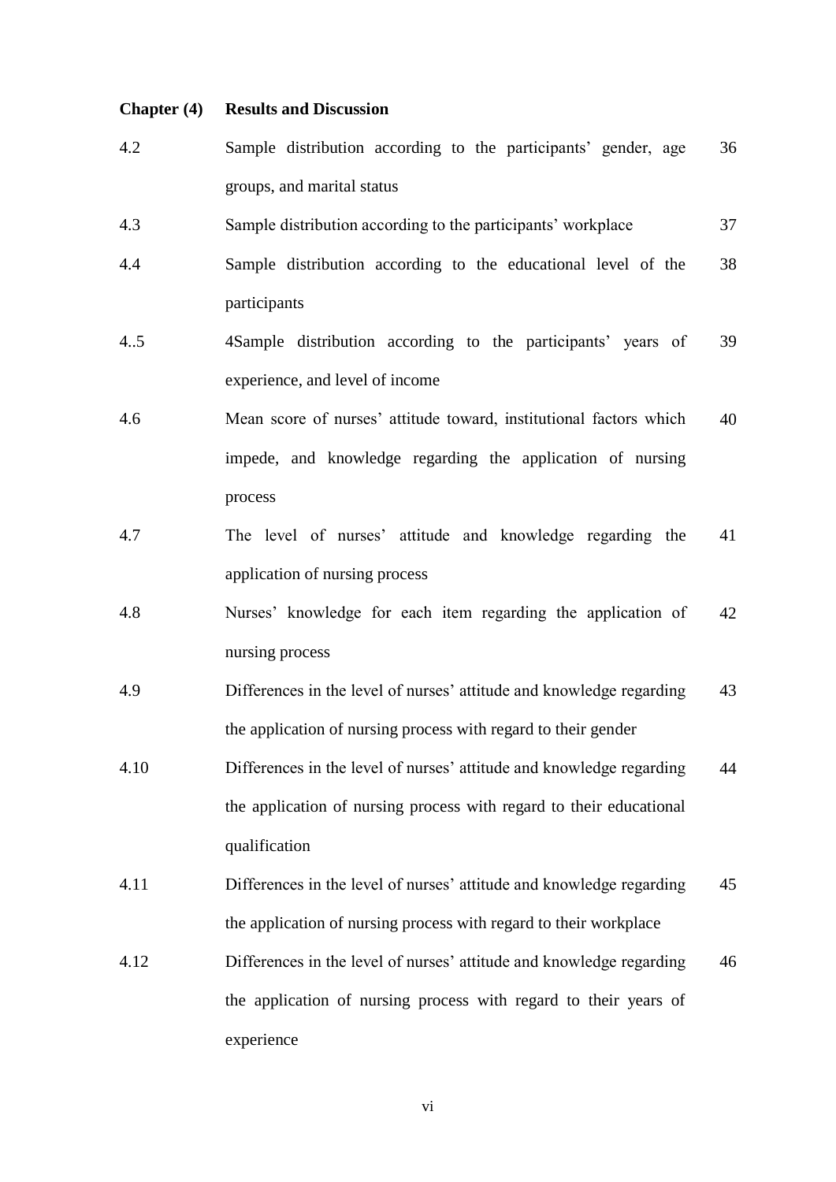**Chapter (4) Results and Discussion**

| | | |
|---|---|---|
| 4.2 | Sample distribution according to the participants' gender, age groups, and marital status | 36 |
| 4.3 | Sample distribution according to the participants' workplace | 37 |
| 4.4 | Sample distribution according to the educational level of the participants | 38 |
| 4..5 | 4Sample distribution according to the participants' years of experience, and level of income | 39 |
| 4.6 | Mean score of nurses' attitude toward, institutional factors which impede, and knowledge regarding the application of nursing process | 40 |
| 4.7 | The level of nurses' attitude and knowledge regarding the application of nursing process | 41 |
| 4.8 | Nurses' knowledge for each item regarding the application of nursing process | 42 |
| 4.9 | Differences in the level of nurses' attitude and knowledge regarding the application of nursing process with regard to their gender | 43 |
| 4.10 | Differences in the level of nurses' attitude and knowledge regarding the application of nursing process with regard to their educational qualification | 44 |
| 4.11 | Differences in the level of nurses' attitude and knowledge regarding the application of nursing process with regard to their workplace | 45 |
| 4.12 | Differences in the level of nurses' attitude and knowledge regarding the application of nursing process with regard to their years of experience | 46 |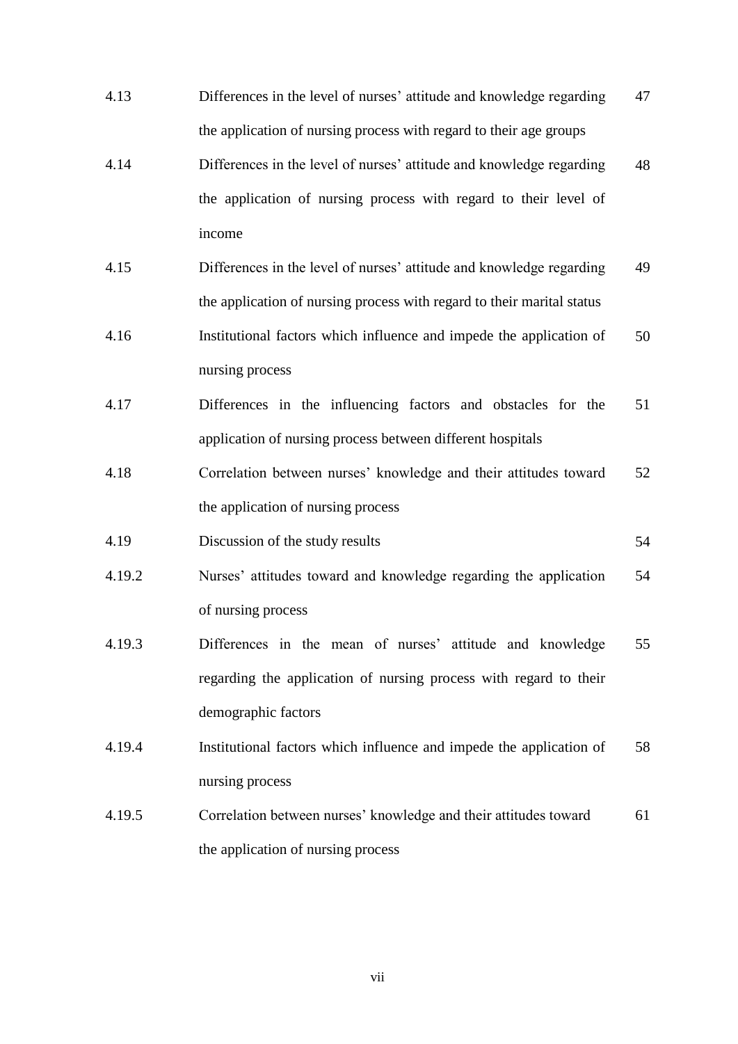| | | |
|---|---|---|
| 4.13 | Differences in the level of nurses' attitude and knowledge regarding the application of nursing process with regard to their age groups | 47 |
| 4.14 | Differences in the level of nurses' attitude and knowledge regarding the application of nursing process with regard to their level of income | 48 |
| 4.15 | Differences in the level of nurses' attitude and knowledge regarding the application of nursing process with regard to their marital status | 49 |
| 4.16 | Institutional factors which influence and impede the application of nursing process | 50 |
| 4.17 | Differences in the influencing factors and obstacles for the application of nursing process between different hospitals | 51 |
| 4.18 | Correlation between nurses' knowledge and their attitudes toward the application of nursing process | 52 |
| 4.19 | Discussion of the study results | 54 |
| 4.19.2 | Nurses' attitudes toward and knowledge regarding the application of nursing process | 54 |
| 4.19.3 | Differences in the mean of nurses' attitude and knowledge regarding the application of nursing process with regard to their demographic factors | 55 |
| 4.19.4 | Institutional factors which influence and impede the application of nursing process | 58 |
| 4.19.5 | Correlation between nurses' knowledge and their attitudes toward the application of nursing process | 61 |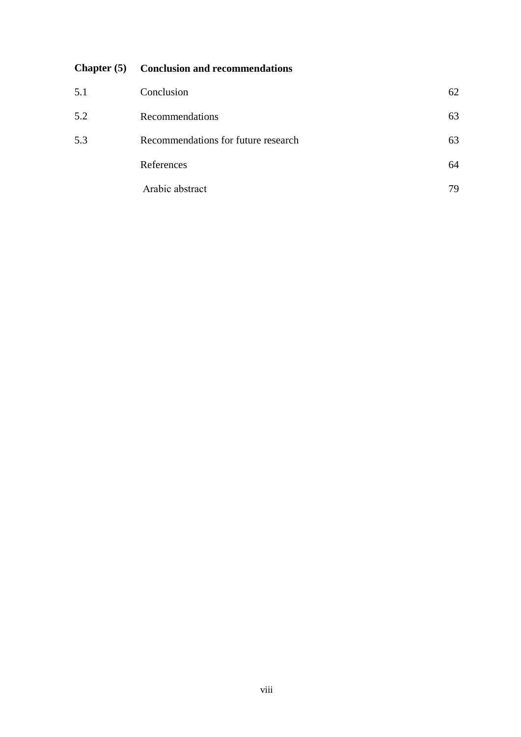| | | |
|---|---|---|
| **Chapter (5)** | **Conclusion and recommendations** | |
| 5.1 | Conclusion | 62 |
| 5.2 | Recommendations | 63 |
| 5.3 | Recommendations for future research | 63 |
| | References | 64 |
| | Arabic abstract | 79 |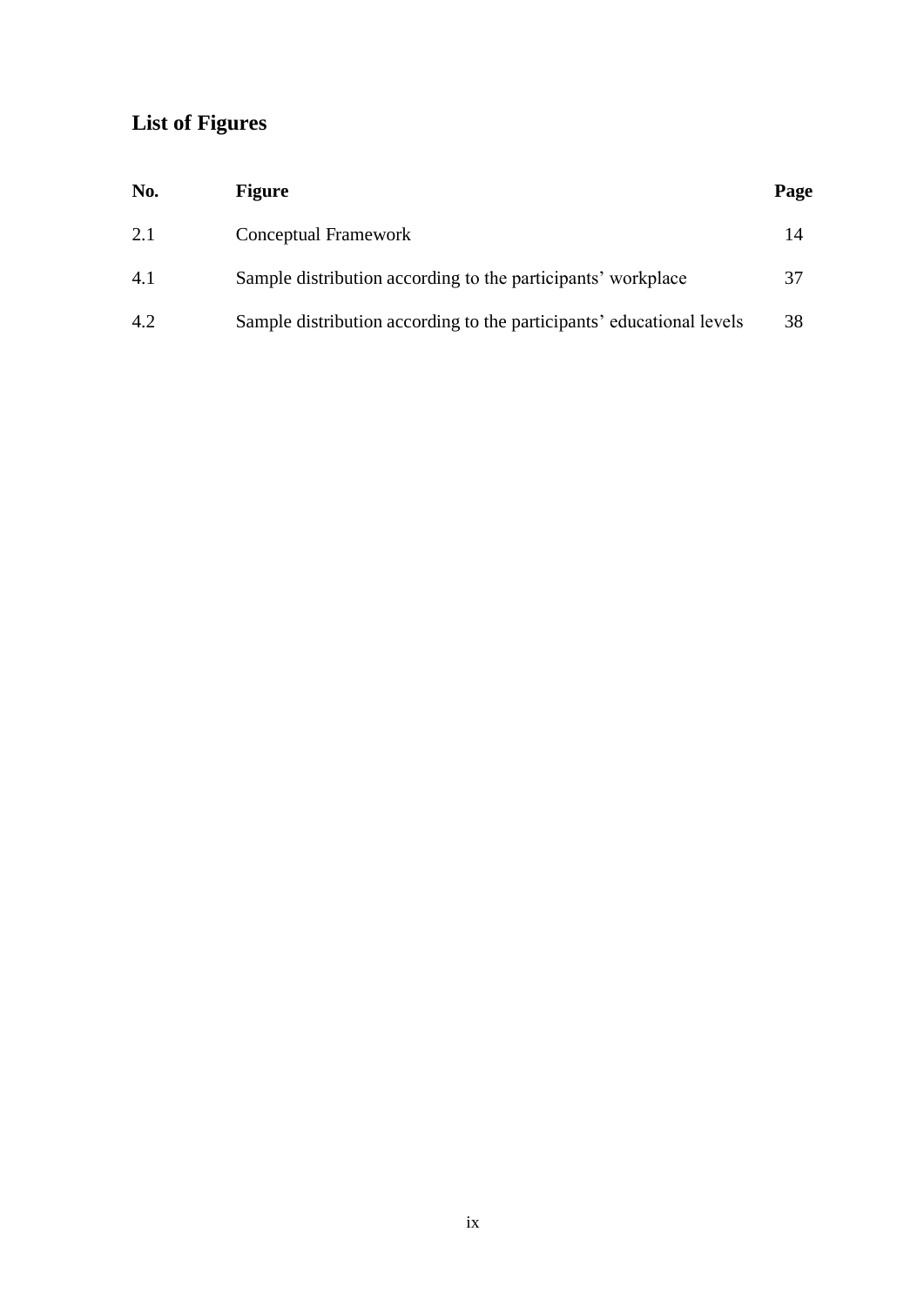## List of Figures

| No. | Figure | Page |
|---|---|---|
| 2.1 | Conceptual Framework | 14 |
| 4.1 | Sample distribution according to the participants' workplace | 37 |
| 4.2 | Sample distribution according to the participants' educational levels | 38 |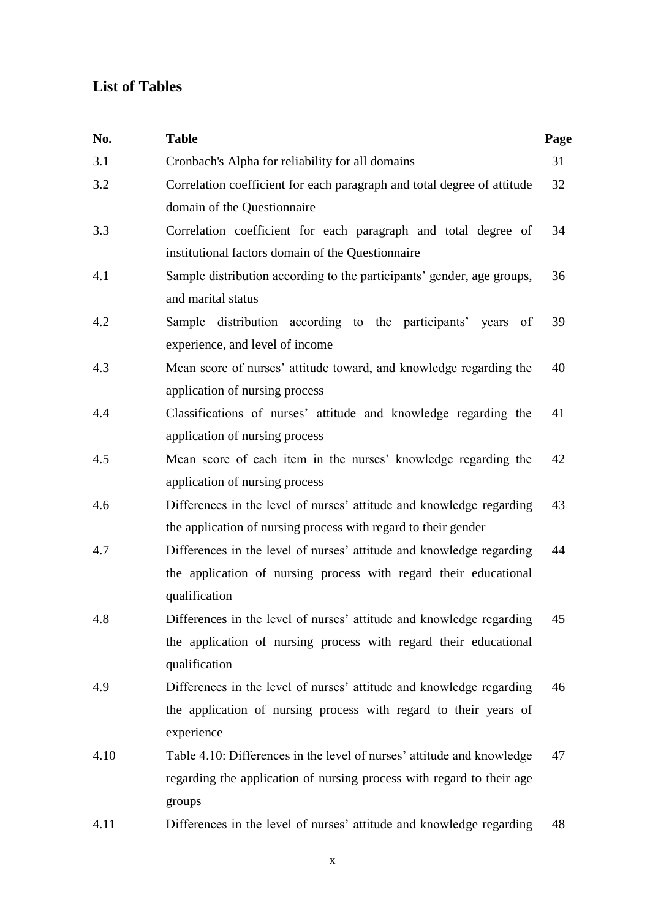## List of Tables

| No. | Table | Page |
|---|---|---|
| 3.1 | Cronbach's Alpha for reliability for all domains | 31 |
| 3.2 | Correlation coefficient for each paragraph and total degree of attitude domain of the Questionnaire | 32 |
| 3.3 | Correlation coefficient for each paragraph and total degree of institutional factors domain of the Questionnaire | 34 |
| 4.1 | Sample distribution according to the participants' gender, age groups, and marital status | 36 |
| 4.2 | Sample distribution according to the participants' years of experience, and level of income | 39 |
| 4.3 | Mean score of nurses' attitude toward, and knowledge regarding the application of nursing process | 40 |
| 4.4 | Classifications of nurses' attitude and knowledge regarding the application of nursing process | 41 |
| 4.5 | Mean score of each item in the nurses' knowledge regarding the application of nursing process | 42 |
| 4.6 | Differences in the level of nurses' attitude and knowledge regarding the application of nursing process with regard to their gender | 43 |
| 4.7 | Differences in the level of nurses' attitude and knowledge regarding the application of nursing process with regard their educational qualification | 44 |
| 4.8 | Differences in the level of nurses' attitude and knowledge regarding the application of nursing process with regard their educational qualification | 45 |
| 4.9 | Differences in the level of nurses' attitude and knowledge regarding the application of nursing process with regard to their years of experience | 46 |
| 4.10 | Table 4.10: Differences in the level of nurses' attitude and knowledge regarding the application of nursing process with regard to their age groups | 47 |
| 4.11 | Differences in the level of nurses' attitude and knowledge regarding | 48 |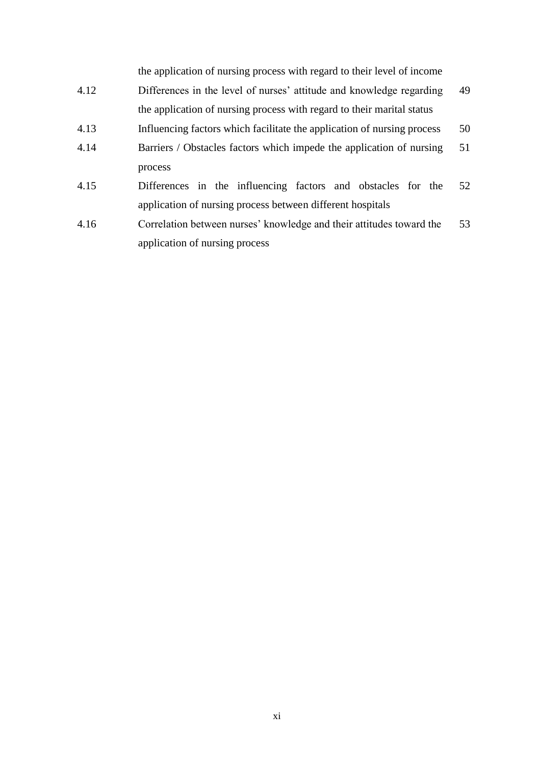| | | |
|---|---|---|
| | the application of nursing process with regard to their level of income | |
| 4.12 | Differences in the level of nurses' attitude and knowledge regarding the application of nursing process with regard to their marital status | 49 |
| 4.13 | Influencing factors which facilitate the application of nursing process | 50 |
| 4.14 | Barriers / Obstacles factors which impede the application of nursing process | 51 |
| 4.15 | Differences in the influencing factors and obstacles for the application of nursing process between different hospitals | 52 |
| 4.16 | Correlation between nurses' knowledge and their attitudes toward the application of nursing process | 53 |